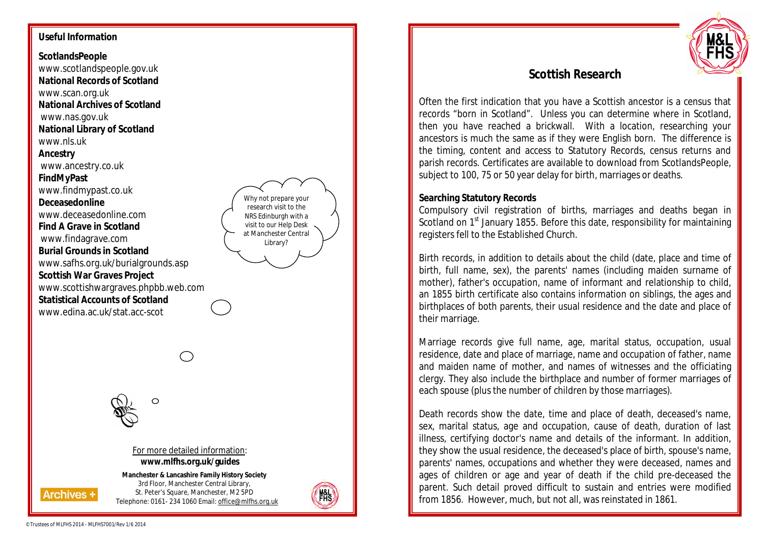**Useful Information**

**ScotlandsPeople**
www.scotlandspeople.gov.uk
**National Records of Scotland**
www.scan.org.uk
**National Archives of Scotland**
www.nas.gov.uk
**National Library of Scotland**
www.nls.uk
**Ancestry**
www.ancestry.co.uk
**FindMyPast**
www.findmypast.co.uk
**Deceasedonline**
www.deceasedonline.com
**Find A Grave in Scotland**
www.findagrave.com
**Burial Grounds in Scotland**
www.safhs.org.uk/burialgrounds.asp
**Scottish War Graves Project**
www.scottishwargraves.phpbb.web.com
**Statistical Accounts of Scotland**
www.edina.ac.uk/stat.acc-scot

*Why not prepare your research visit to the NRS Edinburgh with a visit to our Help Desk at Manchester Central Library?*

For more detailed information:
**www.mlfhs.org.uk/guides**

**Manchester & Lancashire Family History Society**
3rd Floor, Manchester Central Library,
St. Peter's Square, Manchester, M2 5PD
Telephone: 0161- 234 1060 Email: office@mlfhs.org.uk

Archives +

© Trustees of MLFHS 2014 - MLFHS7001/Rev 1/6 2014

# Scottish Research

Often the first indication that you have a Scottish ancestor is a census that records "born in Scotland". Unless you can determine where in Scotland, then you have reached a brickwall. With a location, researching your ancestors is much the same as if they were English born. The difference is the timing, content and access to Statutory Records, census returns and parish records. Certificates are available to download from ScotlandsPeople, subject to 100, 75 or 50 year delay for birth, marriages or deaths.

**Searching Statutory Records**

Compulsory civil registration of births, marriages and deaths began in Scotland on 1st January 1855. Before this date, responsibility for maintaining registers fell to the Established Church.

Birth records, in addition to details about the child (date, place and time of birth, full name, sex), the parents' names (including maiden surname of mother), father's occupation, name of informant and relationship to child, an 1855 birth certificate also contains information on siblings, the ages and birthplaces of both parents, their usual residence and the date and place of their marriage.

Marriage records give full name, age, marital status, occupation, usual residence, date and place of marriage, name and occupation of father, name and maiden name of mother, and names of witnesses and the officiating clergy. They also include the birthplace and number of former marriages of each spouse (plus the number of children by those marriages).

Death records show the date, time and place of death, deceased's name, sex, marital status, age and occupation, cause of death, duration of last illness, certifying doctor's name and details of the informant. In addition, they show the usual residence, the deceased's place of birth, spouse's name, parents' names, occupations and whether they were deceased, names and ages of children or age and year of death if the child pre-deceased the parent. Such detail proved difficult to sustain and entries were modified from 1856. However, much, but not all, was reinstated in 1861.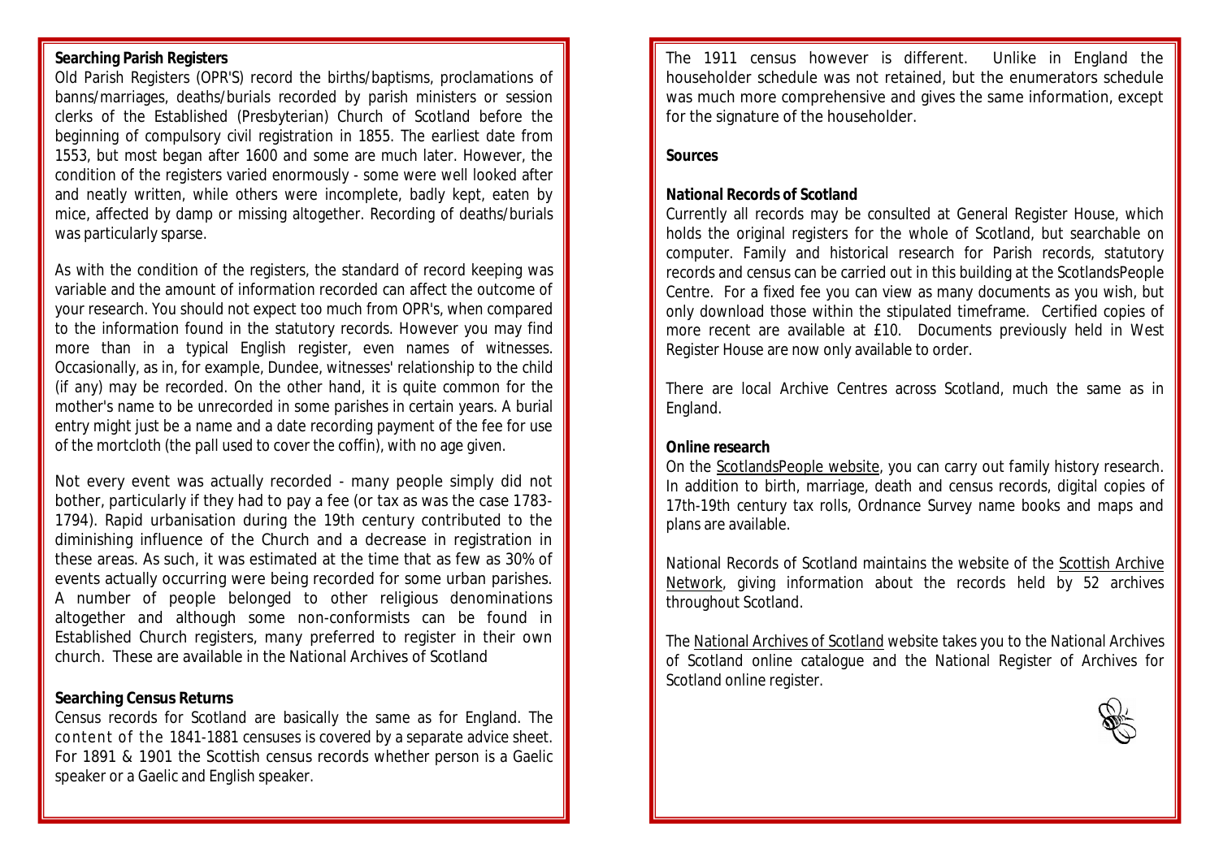**Searching Parish Registers**

Old Parish Registers (OPR'S) record the births/baptisms, proclamations of banns/marriages, deaths/burials recorded by parish ministers or session clerks of the Established (Presbyterian) Church of Scotland before the beginning of compulsory civil registration in 1855. The earliest date from 1553, but most began after 1600 and some are much later. However, the condition of the registers varied enormously - some were well looked after and neatly written, while others were incomplete, badly kept, eaten by mice, affected by damp or missing altogether. Recording of deaths/burials was particularly sparse.

As with the condition of the registers, the standard of record keeping was variable and the amount of information recorded can affect the outcome of your research. You should not expect too much from OPR's, when compared to the information found in the statutory records. However you may find more than in a typical English register, even names of witnesses. Occasionally, as in, for example, Dundee, witnesses' relationship to the child (if any) may be recorded. On the other hand, it is quite common for the mother's name to be unrecorded in some parishes in certain years. A burial entry might just be a name and a date recording payment of the fee for use of the mortcloth (the pall used to cover the coffin), with no age given.

Not every event was actually recorded - many people simply did not bother, particularly if they had to pay a fee (or tax as was the case 1783-1794). Rapid urbanisation during the 19th century contributed to the diminishing influence of the Church and a decrease in registration in these areas. As such, it was estimated at the time that as few as 30% of events actually occurring were being recorded for some urban parishes. A number of people belonged to other religious denominations altogether and although some non-conformists can be found in Established Church registers, many preferred to register in their own church. These are available in the National Archives of Scotland

**Searching Census Returns**

Census records for Scotland are basically the same as for England. The content of the 1841-1881 censuses is covered by a separate advice sheet. For 1891 & 1901 the Scottish census records whether person is a Gaelic speaker or a Gaelic and English speaker.

The 1911 census however is different. Unlike in England the householder schedule was not retained, but the enumerators schedule was much more comprehensive and gives the same information, except for the signature of the householder.

**Sources**

**National Records of Scotland**

Currently all records may be consulted at General Register House, which holds the original registers for the whole of Scotland, but searchable on computer. Family and historical research for Parish records, statutory records and census can be carried out in this building at the ScotlandsPeople Centre. For a fixed fee you can view as many documents as you wish, but only download those within the stipulated timeframe. Certified copies of more recent are available at £10. Documents previously held in West Register House are now only available to order.

There are local Archive Centres across Scotland, much the same as in England.

**Online research**

On the ScotlandsPeople website, you can carry out family history research. In addition to birth, marriage, death and census records, digital copies of 17th-19th century tax rolls, Ordnance Survey name books and maps and plans are available.

National Records of Scotland maintains the website of the Scottish Archive Network, giving information about the records held by 52 archives throughout Scotland.

The National Archives of Scotland website takes you to the National Archives of Scotland online catalogue and the National Register of Archives for Scotland online register.